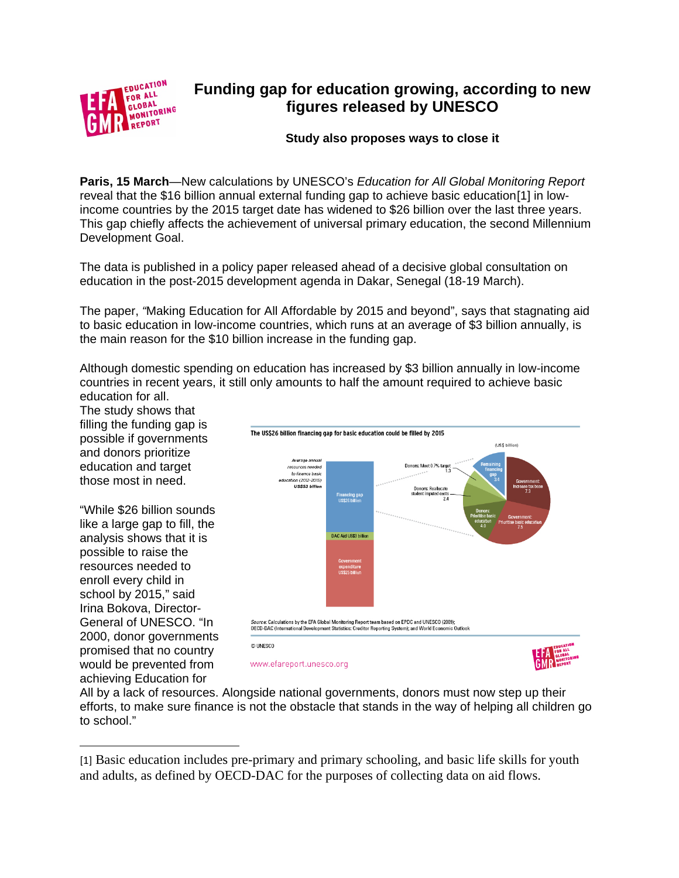# Funding gap for education growing, according to new figures released by UNESCO

### Study also proposes ways to close it

**Paris, 15 March**—New calculations by UNESCO's *Education for All Global Monitoring Report* reveal that the $16 billion annual external funding gap to achieve basic education[1] in low-income countries by the 2015 target date has widened to $26 billion over the last three years. This gap chiefly affects the achievement of universal primary education, the second Millennium Development Goal.

The data is published in a policy paper released ahead of a decisive global consultation on education in the post-2015 development agenda in Dakar, Senegal (18-19 March).

The paper, "Making Education for All Affordable by 2015 and beyond", says that stagnating aid to basic education in low-income countries, which runs at an average of $3 billion annually, is the main reason for the $10 billion increase in the funding gap.

Although domestic spending on education has increased by $3 billion annually in low-income countries in recent years, it still only amounts to half the amount required to achieve basic education for all.

The study shows that filling the funding gap is possible if governments and donors prioritize education and target those most in need.

**The US$26 billion financing gap for basic education could be filled by 2015**

(US$ billion)

Average annual resources needed to finance basic education (2012-2015): US$53 billion
- Financing gap US$26 billion
- DAC Aid US$3 billion
- Government expenditure US$25 billion

Financing gap breakdown:
- Government: Increase tax base 7.3
- Government: Prioritise basic education 7.5
- Donors: Prioritise basic education 4.0
- Donors: Reallocate student imputed costs 2.4
- Donors: Meet 0.7% target 1.3
- Remaining financing gap 3.4

*Source:* Calculations by the EFA Global Monitoring Report team based on EPDC and UNESCO (2009); OECD-DAC (International Development Statistics: Creditor Reporting System); and World Economic Outlook

© UNESCO

www.efareport.unesco.org

"While $26 billion sounds like a large gap to fill, the analysis shows that it is possible to raise the resources needed to enroll every child in school by 2015," said Irina Bokova, Director-General of UNESCO. "In 2000, donor governments promised that no country would be prevented from achieving Education for All by a lack of resources. Alongside national governments, donors must now step up their efforts, to make sure finance is not the obstacle that stands in the way of helping all children go to school."

---

[1] Basic education includes pre-primary and primary schooling, and basic life skills for youth and adults, as defined by OECD-DAC for the purposes of collecting data on aid flows.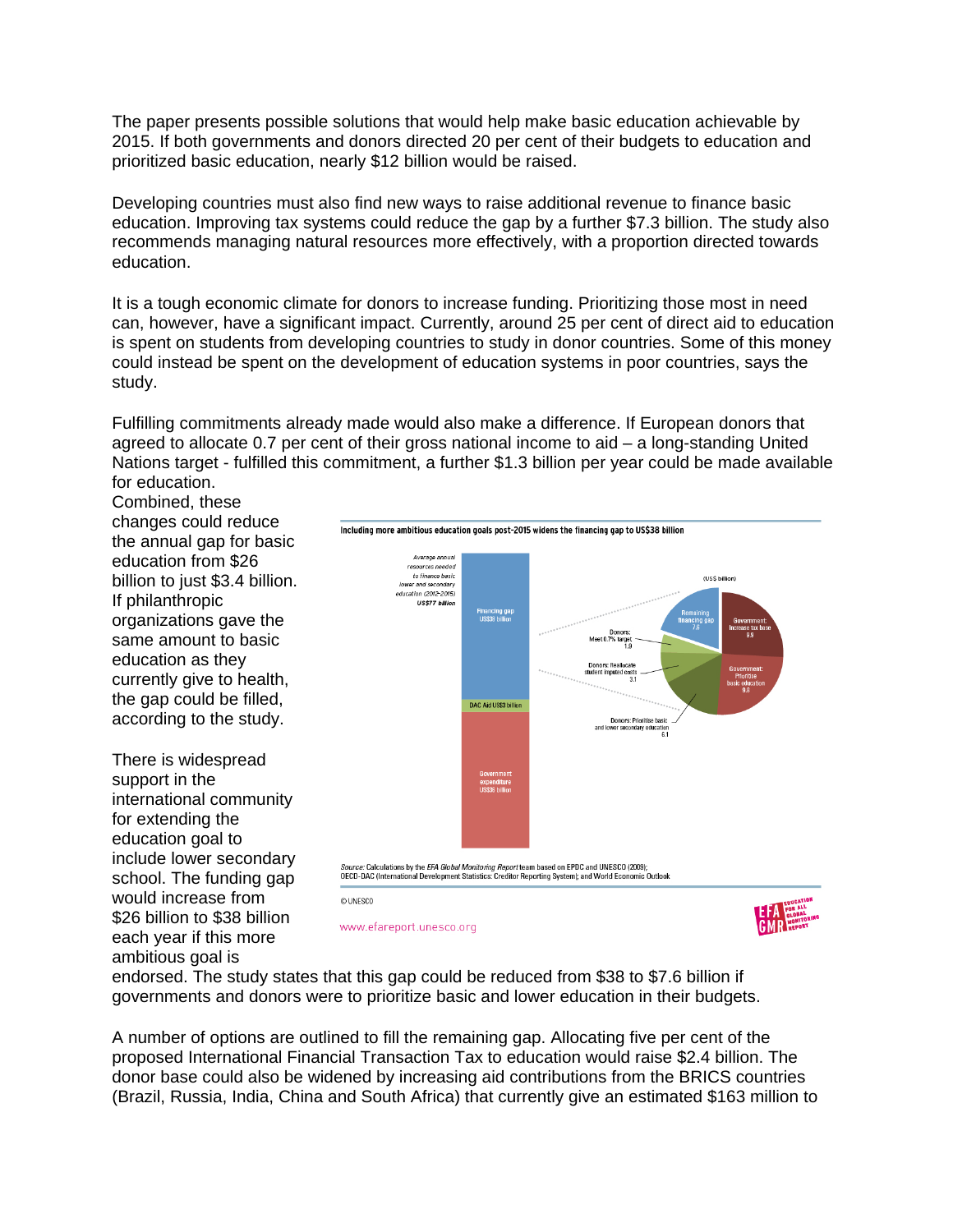The paper presents possible solutions that would help make basic education achievable by 2015. If both governments and donors directed 20 per cent of their budgets to education and prioritized basic education, nearly $12 billion would be raised.

Developing countries must also find new ways to raise additional revenue to finance basic education. Improving tax systems could reduce the gap by a further $7.3 billion. The study also recommends managing natural resources more effectively, with a proportion directed towards education.

It is a tough economic climate for donors to increase funding. Prioritizing those most in need can, however, have a significant impact. Currently, around 25 per cent of direct aid to education is spent on students from developing countries to study in donor countries. Some of this money could instead be spent on the development of education systems in poor countries, says the study.

Fulfilling commitments already made would also make a difference. If European donors that agreed to allocate 0.7 per cent of their gross national income to aid – a long-standing United Nations target - fulfilled this commitment, a further $1.3 billion per year could be made available for education.

Combined, these changes could reduce the annual gap for basic education from $26 billion to just $3.4 billion. If philanthropic organizations gave the same amount to basic education as they currently give to health, the gap could be filled, according to the study.

There is widespread support in the international community for extending the education goal to include lower secondary school. The funding gap would increase from $26 billion to $38 billion each year if this more ambitious goal is endorsed. The study states that this gap could be reduced from $38 to $7.6 billion if governments and donors were to prioritize basic and lower education in their budgets.

**Including more ambitious education goals post-2015 widens the financing gap to US$38 billion**

*Average annual resources needed to finance basic lower and secondary education (2012-2015)* **US$77 billion**

- Financing gap US$38 billion
- DAC Aid US$3 billion
- Government expenditure US$36 billion

(US$ billion)

- Remaining financing gap 7.6
- Government: Increase tax base 9.9
- Government: Prioritise basic education 9.8
- Donors: Prioritise basic and lower secondary education 6.1
- Donors: Reallocate student imputed costs 3.1
- Donors: Meet 0.7% target 1.9

*Source:* Calculations by the *EFA Global Monitoring Report* team based on EPDC and UNESCO (2009); OECD-DAC (International Development Statistics: Creditor Reporting System); and World Economic Outlook

© UNESCO

www.efareport.unesco.org

A number of options are outlined to fill the remaining gap. Allocating five per cent of the proposed International Financial Transaction Tax to education would raise $2.4 billion. The donor base could also be widened by increasing aid contributions from the BRICS countries (Brazil, Russia, India, China and South Africa) that currently give an estimated $163 million to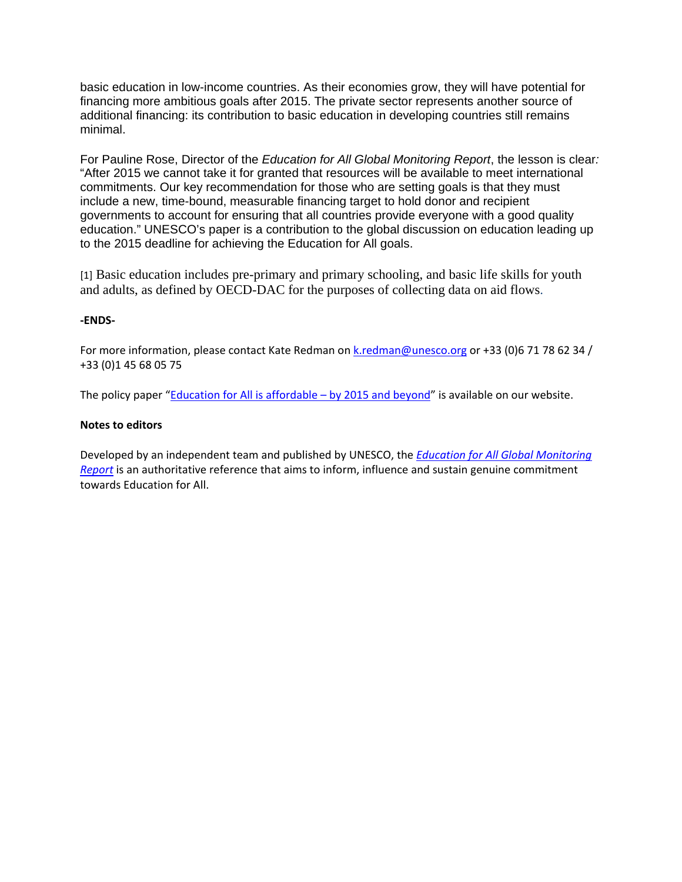basic education in low-income countries. As their economies grow, they will have potential for financing more ambitious goals after 2015. The private sector represents another source of additional financing: its contribution to basic education in developing countries still remains minimal.

For Pauline Rose, Director of the *Education for All Global Monitoring Report*, the lesson is clear: "After 2015 we cannot take it for granted that resources will be available to meet international commitments. Our key recommendation for those who are setting goals is that they must include a new, time-bound, measurable financing target to hold donor and recipient governments to account for ensuring that all countries provide everyone with a good quality education." UNESCO's paper is a contribution to the global discussion on education leading up to the 2015 deadline for achieving the Education for All goals.

[1] Basic education includes pre-primary and primary schooling, and basic life skills for youth and adults, as defined by OECD-DAC for the purposes of collecting data on aid flows.

**-ENDS-**

For more information, please contact Kate Redman on k.redman@unesco.org or +33 (0)6 71 78 62 34 / +33 (0)1 45 68 05 75

The policy paper "Education for All is affordable – by 2015 and beyond" is available on our website.

**Notes to editors**

Developed by an independent team and published by UNESCO, the *Education for All Global Monitoring Report* is an authoritative reference that aims to inform, influence and sustain genuine commitment towards Education for All.